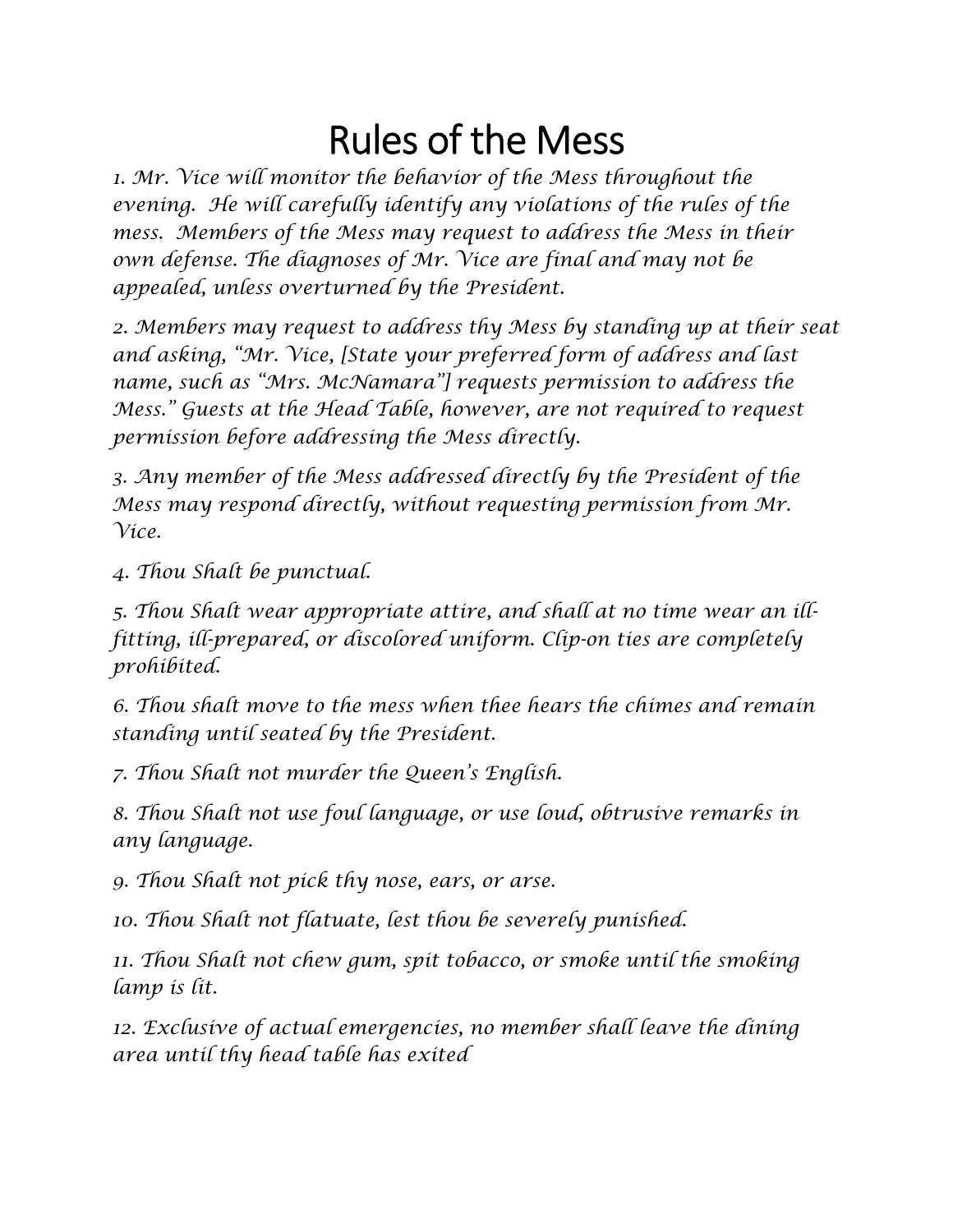# Rules of the Mess

1. Mr. Vice will monitor the behavior of the Mess throughout the evening. He will carefully identify any violations of the rules of the mess. Members of the Mess may request to address the Mess in their own defense. The diagnoses of Mr. Vice are final and may not be appealed, unless overturned by the President.

2. Members may request to address thy Mess by standing up at their seat and asking, "Mr. Vice, [State your preferred form of address and last name, such as "Mrs. McNamara"] requests permission to address the Mess." Guests at the Head Table, however, are not required to request permission before addressing the Mess directly.

3. Any member of the Mess addressed directly by the President of the Mess may respond directly, without requesting permission from Mr. Vice.

4. Thou Shalt be punctual.

5. Thou Shalt wear appropriate attire, and shall at no time wear an ill-fitting, ill-prepared, or discolored uniform. Clip-on ties are completely prohibited.

6. Thou shalt move to the mess when thee hears the chimes and remain standing until seated by the President.

7. Thou Shalt not murder the Queen's English.

8. Thou Shalt not use foul language, or use loud, obtrusive remarks in any language.

9. Thou Shalt not pick thy nose, ears, or arse.

10. Thou Shalt not flatuate, lest thou be severely punished.

11. Thou Shalt not chew gum, spit tobacco, or smoke until the smoking lamp is lit.

12. Exclusive of actual emergencies, no member shall leave the dining area until thy head table has exited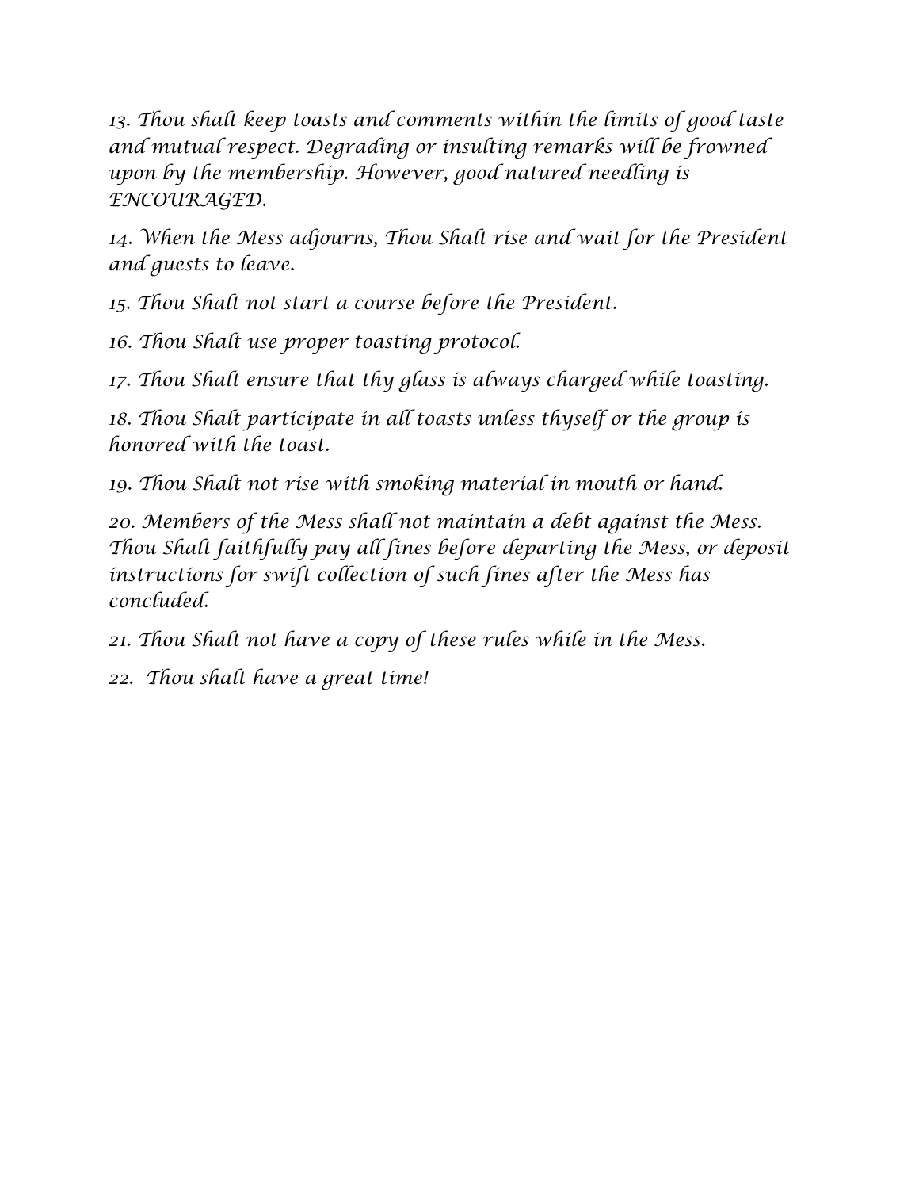*13. Thou shalt keep toasts and comments within the limits of good taste and mutual respect. Degrading or insulting remarks will be frowned upon by the membership. However, good natured needling is ENCOURAGED.*

*14. When the Mess adjourns, Thou Shalt rise and wait for the President and guests to leave.*

*15. Thou Shalt not start a course before the President.*

*16. Thou Shalt use proper toasting protocol.*

*17. Thou Shalt ensure that thy glass is always charged while toasting.*

*18. Thou Shalt participate in all toasts unless thyself or the group is honored with the toast.*

*19. Thou Shalt not rise with smoking material in mouth or hand.*

*20. Members of the Mess shall not maintain a debt against the Mess. Thou Shalt faithfully pay all fines before departing the Mess, or deposit instructions for swift collection of such fines after the Mess has concluded.*

*21. Thou Shalt not have a copy of these rules while in the Mess.*

*22. Thou shalt have a great time!*